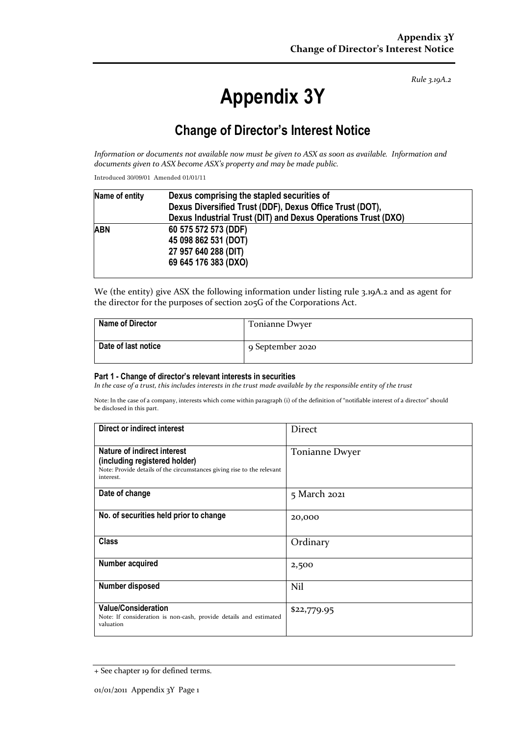*Rule 3.19A.2*

# Appendix 3Y

## Change of Director's Interest Notice

*Information or documents not available now must be given to ASX as soon as available. Information and documents given to ASX become ASX's property and may be made public.*

Introduced 30/09/01 Amended 01/01/11

| Name of entity | Dexus comprising the stapled securities of Dexus Diversified Trust (DDF), Dexus Office Trust (DOT), Dexus Industrial Trust (DIT) and Dexus Operations Trust (DXO) |
|---|---|
| ABN | 60 575 572 573 (DDF)<br>45 098 862 531 (DOT)<br>27 957 640 288 (DIT)<br>69 645 176 383 (DXO) |

We (the entity) give ASX the following information under listing rule 3.19A.2 and as agent for the director for the purposes of section 205G of the Corporations Act.

| Name of Director | Tonianne Dwyer |
|---|---|
| Date of last notice | 9 September 2020 |

#### Part 1 - Change of director's relevant interests in securities

*In the case of a trust, this includes interests in the trust made available by the responsible entity of the trust*

Note: In the case of a company, interests which come within paragraph (i) of the definition of "notifiable interest of a director" should be disclosed in this part.

| Direct or indirect interest | Direct |
|---|---|
| **Nature of indirect interest (including registered holder)**<br>Note: Provide details of the circumstances giving rise to the relevant interest. | Tonianne Dwyer |
| **Date of change** | 5 March 2021 |
| **No. of securities held prior to change** | 20,000 |
| **Class** | Ordinary |
| **Number acquired** | 2,500 |
| **Number disposed** | Nil |
| **Value/Consideration**<br>Note: If consideration is non-cash, provide details and estimated valuation | $22,779.95 |

+ See chapter 19 for defined terms.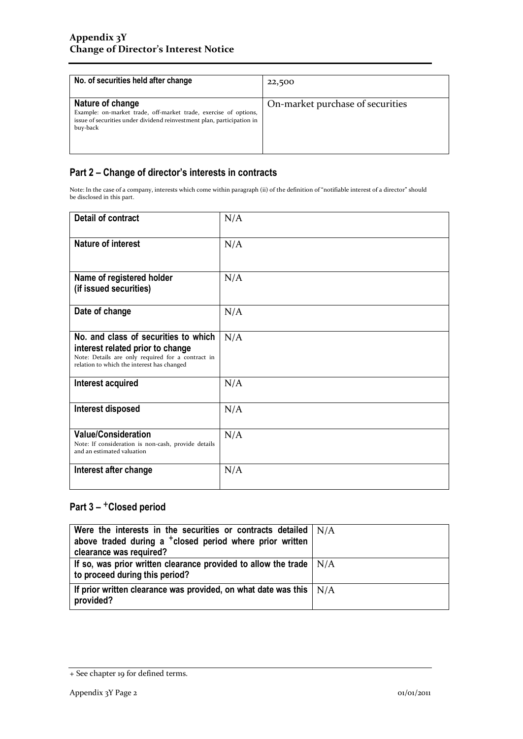| | |
|---|---|
| **No. of securities held after change** | 22,500 |
| **Nature of change**<br>Example: on-market trade, off-market trade, exercise of options, issue of securities under dividend reinvestment plan, participation in buy-back | On-market purchase of securities |

## Part 2 – Change of director's interests in contracts

Note: In the case of a company, interests which come within paragraph (ii) of the definition of "notifiable interest of a director" should be disclosed in this part.

| | |
|---|---|
| **Detail of contract** | N/A |
| **Nature of interest** | N/A |
| **Name of registered holder (if issued securities)** | N/A |
| **Date of change** | N/A |
| **No. and class of securities to which interest related prior to change**<br>Note: Details are only required for a contract in relation to which the interest has changed | N/A |
| **Interest acquired** | N/A |
| **Interest disposed** | N/A |
| **Value/Consideration**<br>Note: If consideration is non-cash, provide details and an estimated valuation | N/A |
| **Interest after change** | N/A |

## Part 3 – +Closed period

| | |
|---|---|
| **Were the interests in the securities or contracts detailed above traded during a +closed period where prior written clearance was required?** | N/A |
| **If so, was prior written clearance provided to allow the trade to proceed during this period?** | N/A |
| **If prior written clearance was provided, on what date was this provided?** | N/A |

+ See chapter 19 for defined terms.